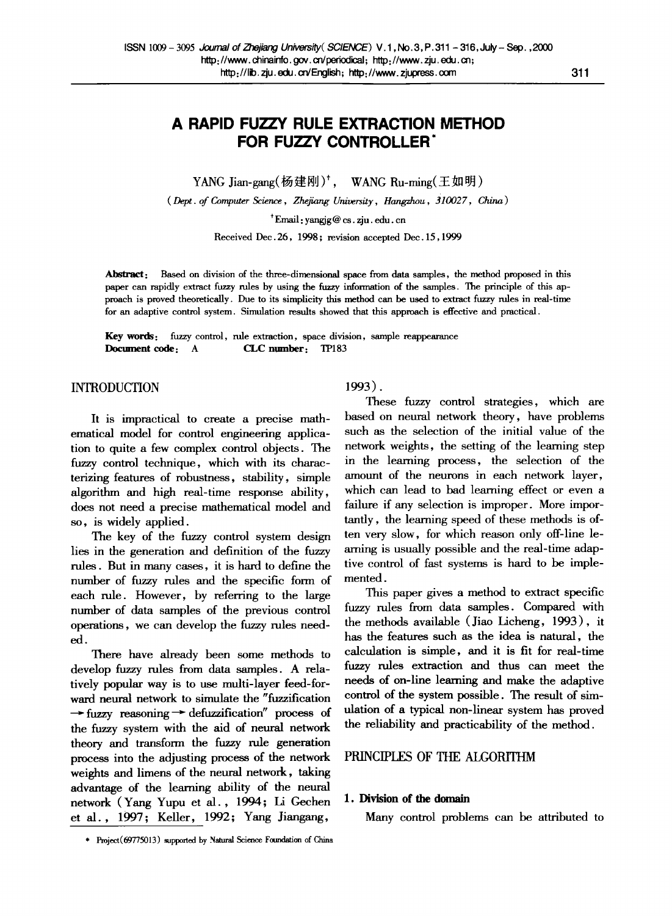# A RAPID FUZZY RULE EXTRACTION METHOD FOR FUZZY CONTROLLER*

YANG Jian-gang(杨建刚)[†], WANG Ru-ming(王如明)

(*Dept. of Computer Science, Zhejiang University, Hangzhou, 310027, China*)

[†]Email: yangjg@cs.zju.edu.cn

Received Dec.26, 1998; revision accepted Dec.15, 1999

**Abstract**: Based on division of the three-dimensional space from data samples, the method proposed in this paper can rapidly extract fuzzy rules by using the fuzzy information of the samples. The principle of this approach is proved theoretically. Due to its simplicity this method can be used to extract fuzzy rules in real-time for an adaptive control system. Simulation results showed that this approach is effective and practical.

**Key words**: fuzzy control, rule extraction, space division, sample reappearance

**Document code**: A  **CLC number**: TP183

## INTRODUCTION

It is impractical to create a precise mathematical model for control engineering application to quite a few complex control objects. The fuzzy control technique, which with its characterizing features of robustness, stability, simple algorithm and high real-time response ability, does not need a precise mathematical model and so, is widely applied.

The key of the fuzzy control system design lies in the generation and definition of the fuzzy rules. But in many cases, it is hard to define the number of fuzzy rules and the specific form of each rule. However, by referring to the large number of data samples of the previous control operations, we can develop the fuzzy rules needed.

There have already been some methods to develop fuzzy rules from data samples. A relatively popular way is to use multi-layer feed-forward neural network to simulate the "fuzzification → fuzzy reasoning → defuzzification" process of the fuzzy system with the aid of neural network theory and transform the fuzzy rule generation process into the adjusting process of the network weights and limens of the neural network, taking advantage of the learning ability of the neural network (Yang Yupu et al., 1994; Li Gechen et al., 1997; Keller, 1992; Yang Jiangang, 1993).

These fuzzy control strategies, which are based on neural network theory, have problems such as the selection of the initial value of the network weights, the setting of the learning step in the learning process, the selection of the amount of the neurons in each network layer, which can lead to bad learning effect or even a failure if any selection is improper. More importantly, the learning speed of these methods is often very slow, for which reason only off-line learning is usually possible and the real-time adaptive control of fast systems is hard to be implemented.

This paper gives a method to extract specific fuzzy rules from data samples. Compared with the methods available (Jiao Licheng, 1993), it has the features such as the idea is natural, the calculation is simple, and it is fit for real-time fuzzy rules extraction and thus can meet the needs of on-line learning and make the adaptive control of the system possible. The result of simulation of a typical non-linear system has proved the reliability and practicability of the method.

## PRINCIPLES OF THE ALGORITHM

### 1. Division of the domain

Many control problems can be attributed to

* Project(69775013) supported by Natural Science Foundation of China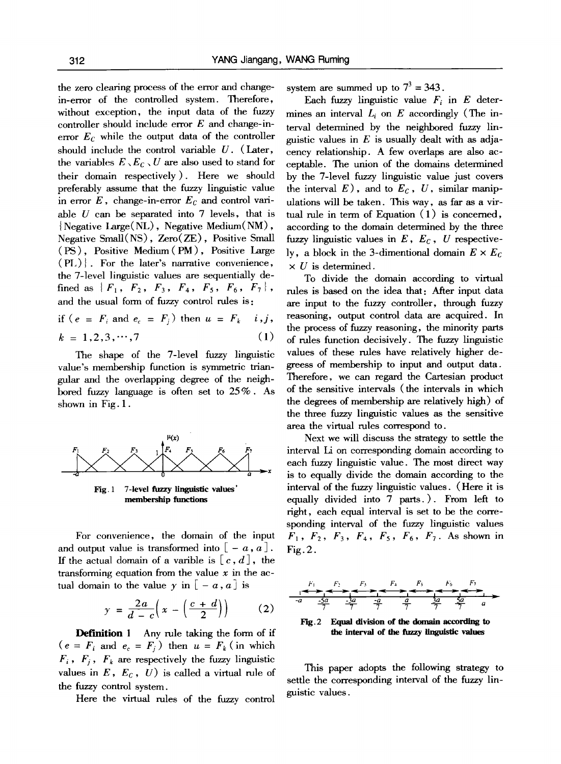the zero clearing process of the error and change-in-error of the controlled system. Therefore, without exception, the input data of the fuzzy controller should include error $E$ and change-in-error $E_C$ while the output data of the controller should include the control variable $U$. (Later, the variables $E$、$E_C$、$U$ are also used to stand for their domain respectively). Here we should preferably assume that the fuzzy linguistic value in error $E$, change-in-error $E_C$ and control variable $U$ can be separated into 7 levels, that is {Negative Large(NL), Negative Medium(NM), Negative Small(NS), Zero(ZE), Positive Small (PS), Positive Medium(PM), Positive Large (PL)}. For the later's narrative convenience, the 7-level linguistic values are sequentially defined as $\{F_1, F_2, F_3, F_4, F_5, F_6, F_7\}$, and the usual form of fuzzy control rules is:

$$\text{if } (e = F_i \text{ and } e_c = F_j) \text{ then } u = F_k \quad i, j, k = 1, 2, 3, \cdots, 7 \tag{1}$$

The shape of the 7-level fuzzy linguistic value's membership function is symmetric triangular and the overlapping degree of the neighbored fuzzy language is often set to 25%. As shown in Fig.1.

Fig.1 7-level fuzzy linguistic values' membership functions

For convenience, the domain of the input and output value is transformed into $[-a, a]$. If the actual domain of a varible is $[c, d]$, the transforming equation from the value $x$ in the actual domain to the value $y$ in $[-a, a]$ is

$$y = \frac{2a}{d - c}\left(x - \left(\frac{c + d}{2}\right)\right) \tag{2}$$

**Definition 1** Any rule taking the form of if $(e = F_i$ and $e_c = F_j)$ then $u = F_k$ (in which $F_i$, $F_j$, $F_k$ are respectively the fuzzy linguistic values in $E$, $E_C$, $U$) is called a virtual rule of the fuzzy control system.

Here the virtual rules of the fuzzy control system are summed up to $7^3 = 343$.

Each fuzzy linguistic value $F_i$ in $E$ determines an interval $L_i$ on $E$ accordingly (The interval determined by the neighbored fuzzy linguistic values in $E$ is usually dealt with as adjacency relationship. A few overlaps are also acceptable. The union of the domains determined by the 7-level fuzzy linguistic value just covers the interval $E$), and to $E_C$, $U$, similar manipulations will be taken. This way, as far as a virtual rule in term of Equation (1) is concerned, according to the domain determined by the three fuzzy linguistic values in $E$, $E_C$, $U$ respectively, a block in the 3-dimentional domain $E \times E_C \times U$ is determined.

To divide the domain according to virtual rules is based on the idea that: After input data are input to the fuzzy controller, through fuzzy reasoning, output control data are acquired. In the process of fuzzy reasoning, the minority parts of rules function decisively. The fuzzy linguistic values of these rules have relatively higher degreess of membership to input and output data. Therefore, we can regard the Cartesian product of the sensitive intervals (the intervals in which the degrees of membership are relatively high) of the three fuzzy linguistic values as the sensitive area the virtual rules correspond to.

Next we will discuss the strategy to settle the interval Li on corresponding domain according to each fuzzy linguistic value. The most direct way is to equally divide the domain according to the interval of the fuzzy linguistic values. (Here it is equally divided into 7 parts.). From left to right, each equal interval is set to be the corresponding interval of the fuzzy linguistic values $F_1$, $F_2$, $F_3$, $F_4$, $F_5$, $F_6$, $F_7$. As shown in Fig.2.

Fig.2 Equal division of the domain according to the interval of the fuzzy linguistic values

This paper adopts the following strategy to settle the corresponding interval of the fuzzy linguistic values.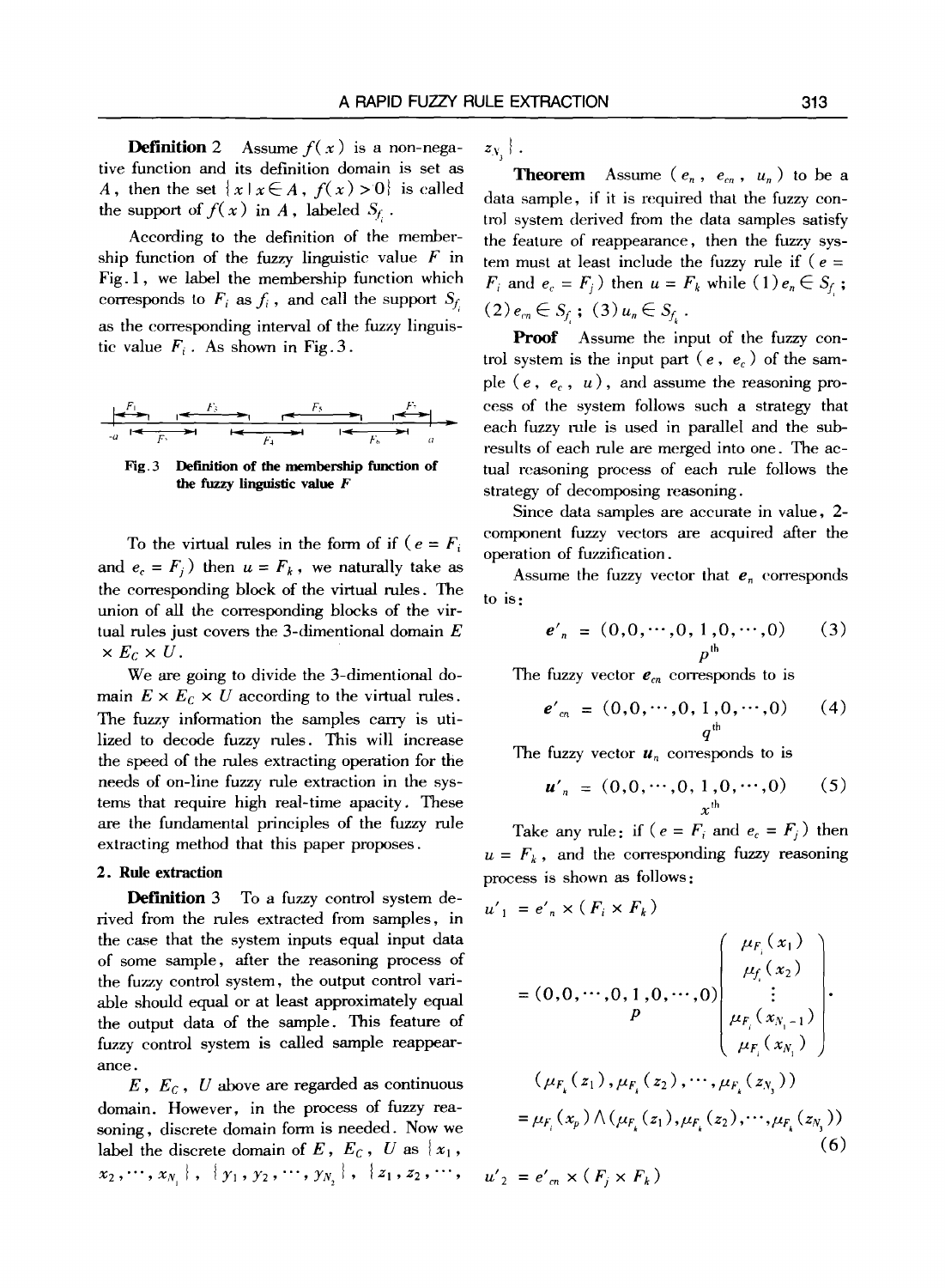**Definition 2** Assume $f(x)$ is a non-negative function and its definition domain is set as $A$, then the set $\{x \mid x \in A, f(x) > 0\}$ is called the support of $f(x)$ in $A$, labeled $S_{f_i}$.

According to the definition of the membership function of the fuzzy linguistic value $F$ in Fig.1, we label the membership function which corresponds to $F_i$ as $f_i$, and call the support $S_{f_i}$ as the corresponding interval of the fuzzy linguistic value $F_i$. As shown in Fig.3.

Fig.3 Definition of the membership function of the fuzzy linguistic value $F$

To the virtual rules in the form of if ($e = F_i$ and $e_c = F_j$) then $u = F_k$, we naturally take as the corresponding block of the virtual rules. The union of all the corresponding blocks of the virtual rules just covers the 3-dimentional domain $E \times E_C \times U$.

We are going to divide the 3-dimentional domain $E \times E_C \times U$ according to the virtual rules. The fuzzy information the samples carry is utilized to decode fuzzy rules. This will increase the speed of the rules extracting operation for the needs of on-line fuzzy rule extraction in the systems that require high real-time apacity. These are the fundamental principles of the fuzzy rule extracting method that this paper proposes.

## 2. Rule extraction

**Definition 3** To a fuzzy control system derived from the rules extracted from samples, in the case that the system inputs equal input data of some sample, after the reasoning process of the fuzzy control system, the output control variable should equal or at least approximately equal the output data of the sample. This feature of fuzzy control system is called sample reappearance.

$E$, $E_C$, $U$ above are regarded as continuous domain. However, in the process of fuzzy reasoning, discrete domain form is needed. Now we label the discrete domain of $E$, $E_C$, $U$ as $\{x_1, x_2, \cdots, x_{N_1}\}$, $\{y_1, y_2, \cdots, y_{N_2}\}$, $\{z_1, z_2, \cdots, z_{N_3}\}$.

**Theorem** Assume $(e_n, e_{cn}, u_n)$ to be a data sample, if it is required that the fuzzy control system derived from the data samples satisfy the feature of reappearance, then the fuzzy system must at least include the fuzzy rule if ($e = F_i$ and $e_c = F_j$) then $u = F_k$ while (1) $e_n \in S_{f_i}$; (2) $e_{cn} \in S_{f_j}$; (3) $u_n \in S_{f_k}$.

**Proof** Assume the input of the fuzzy control system is the input part $(e, e_c)$ of the sample $(e, e_c, u)$, and assume the reasoning process of the system follows such a strategy that each fuzzy rule is used in parallel and the sub-results of each rule are merged into one. The actual reasoning process of each rule follows the strategy of decomposing reasoning.

Since data samples are accurate in value, 2-component fuzzy vectors are acquired after the operation of fuzzification.

Assume the fuzzy vector that $e_n$ corresponds to is:

$$e'_n = (0,0,\cdots,0,\underset{p^{\text{th}}}{1},0,\cdots,0) \tag{3}$$

The fuzzy vector $e_{cn}$ corresponds to is

$$e'_{cn} = (0,0,\cdots,0,\underset{q^{\text{th}}}{1},0,\cdots,0) \tag{4}$$

The fuzzy vector $u_n$ corresponds to is

$$u'_n = (0,0,\cdots,0,\underset{x^{\text{th}}}{1},0,\cdots,0) \tag{5}$$

Take any rule: if ($e = F_i$ and $e_c = F_j$) then $u = F_k$, and the corresponding fuzzy reasoning process is shown as follows:

$$\begin{aligned}
u'_1 &= e'_n \times (F_i \times F_k) \\
&= (0,0,\cdots,0,\underset{p}{1},0,\cdots,0)\begin{pmatrix} \mu_{F_i}(x_1) \\ \mu_{f_i}(x_2) \\ \vdots \\ \mu_{F_i}(x_{N_1-1}) \\ \mu_{F_i}(x_{N_1}) \end{pmatrix} \cdot \\
&\quad (\mu_{F_k}(z_1), \mu_{F_k}(z_2), \cdots, \mu_{F_k}(z_{N_3})) \\
&= \mu_{F_i}(x_p) \wedge (\mu_{F_k}(z_1), \mu_{F_k}(z_2), \cdots, \mu_{F_k}(z_{N_3}))
\end{aligned} \tag{6}$$

$$u'_2 = e'_{cn} \times (F_j \times F_k)$$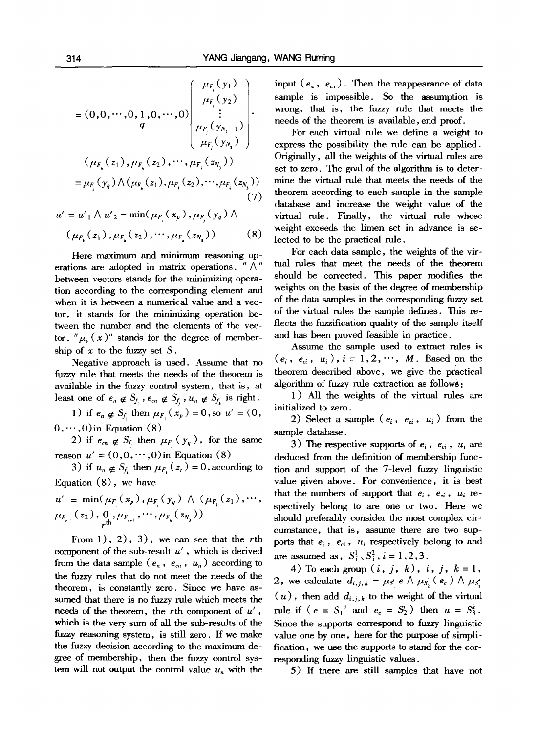$$= (0,0,\cdots,0,\underset{q}{1},0,\cdots,0)\begin{pmatrix} \mu_{F_j}(y_1) \\ \mu_{F_j}(y_2) \\ \vdots \\ \mu_{F_j}(y_{N_2-1}) \\ \mu_{F_j}(y_{N_2}) \end{pmatrix} \cdot$$

$$(\mu_{F_k}(z_1),\mu_{F_k}(z_2),\cdots,\mu_{F_k}(z_{N_3}))$$

$$= \mu_{F_j}(y_q) \wedge (\mu_{F_k}(z_1),\mu_{F_k}(z_2),\cdots,\mu_{F_k}(z_{N_3})) \tag{7}$$

$$u' = u'_1 \wedge u'_2 = \min(\mu_{F_i}(x_p),\mu_{F_j}(y_q) \wedge (\mu_{F_k}(z_1),\mu_{F_k}(z_2),\cdots,\mu_{F_k}(z_{N_3})) \tag{8}$$

Here maximum and minimum reasoning operations are adopted in matrix operations. "$\wedge$" between vectors stands for the minimizing operation according to the corresponding element and when it is between a numerical value and a vector, it stands for the minimizing operation between the number and the elements of the vector. "$\mu_s(x)$" stands for the degree of membership of $x$ to the fuzzy set $S$.

Negative approach is used. Assume that no fuzzy rule that meets the needs of the theorem is available in the fuzzy control system, that is, at least one of $e_n \notin S_{f_i}$, $e_{cn} \notin S_{f_j}$, $u_n \notin S_{f_k}$ is right.

1) if $e_n \notin S_{f_i}$ then $\mu_{F_i}(x_p) = 0$, so $u' = (0, 0,\cdots,0)$ in Equation (8)

2) if $e_{cn} \notin S_{f_j}$ then $\mu_{F_j}(y_q)$, for the same reason $u' = (0,0,\cdots,0)$ in Equation (8)

3) if $u_n \notin S_{f_k}$ then $\mu_{F_k}(z_r) = 0$, according to Equation (8), we have

$$u' = \min(\mu_{F_i}(x_p),\mu_{F_j}(y_q) \wedge (\mu_{F_k}(z_1),\cdots,\mu_{F_{r-1}}(z_2),\underset{r\text{th}}{0},\mu_{F_{r+1}},\cdots,\mu_{F_k}(z_{N_3}))$$

From 1), 2), 3), we can see that the $r$th component of the sub-result $u'$, which is derived from the data sample $(e_n, e_{cn}, u_n)$ according to the fuzzy rules that do not meet the needs of the theorem, is constantly zero. Since we have assumed that there is no fuzzy rule which meets the needs of the theorem, the $r$th component of $u'$, which is the very sum of all the sub-results of the fuzzy reasoning system, is still zero. If we make the fuzzy decision according to the maximum degree of membership, then the fuzzy control system will not output the control value $u_n$ with the input $(e_n, e_{cn})$. Then the reappearance of data sample is impossible. So the assumption is wrong, that is, the fuzzy rule that meets the needs of the theorem is available, end proof.

For each virtual rule we define a weight to express the possibility the rule can be applied. Originally, all the weights of the virtual rules are set to zero. The goal of the algorithm is to determine the virtual rule that meets the needs of the theorem according to each sample in the sample database and increase the weight value of the virtual rule. Finally, the virtual rule whose weight exceeds the limen set in advance is selected to be the practical rule.

For each data sample, the weights of the virtual rules that meet the needs of the theorem should be corrected. This paper modifies the weights on the basis of the degree of membership of the data samples in the corresponding fuzzy set of the virtual rules the sample defines. This reflects the fuzzification quality of the sample itself and has been proved feasible in practice.

Assume the sample used to extract rules is $(e_i, e_{ci}, u_i)$, $i = 1,2,\cdots, M$. Based on the theorem described above, we give the practical algorithm of fuzzy rule extraction as follows:

1) All the weights of the virtual rules are initialized to zero.

2) Select a sample $(e_i, e_{ci}, u_i)$ from the sample database.

3) The respective supports of $e_i$, $e_{ci}$, $u_i$ are deduced from the definition of membership function and support of the 7-level fuzzy linguistic value given above. For convenience, it is best that the numbers of support that $e_i$, $e_{ci}$, $u_i$ respectively belong to are one or two. Here we should preferably consider the most complex circumstance, that is, assume there are two supports that $e_i$, $e_{ci}$, $u_i$ respectively belong to and are assumed as, $S_i^1$、$S_i^2$, $i = 1,2,3$.

4) To each group $(i, j, k)$, $i, j, k = 1, 2$, we calculate $d_{i,j,k} = \mu_{S_1^i} e \wedge \mu_{S_2^j}(e_c) \wedge \mu_{S_3^k}(u)$, then add $d_{i,j,k}$ to the weight of the virtual rule if ($e = S_1{}^i$ and $e_c = S_2^j$) then $u = S_3^k$. Since the supports correspond to fuzzy linguistic value one by one, here for the purpose of simplification, we use the supports to stand for the corresponding fuzzy linguistic values.

5) If there are still samples that have not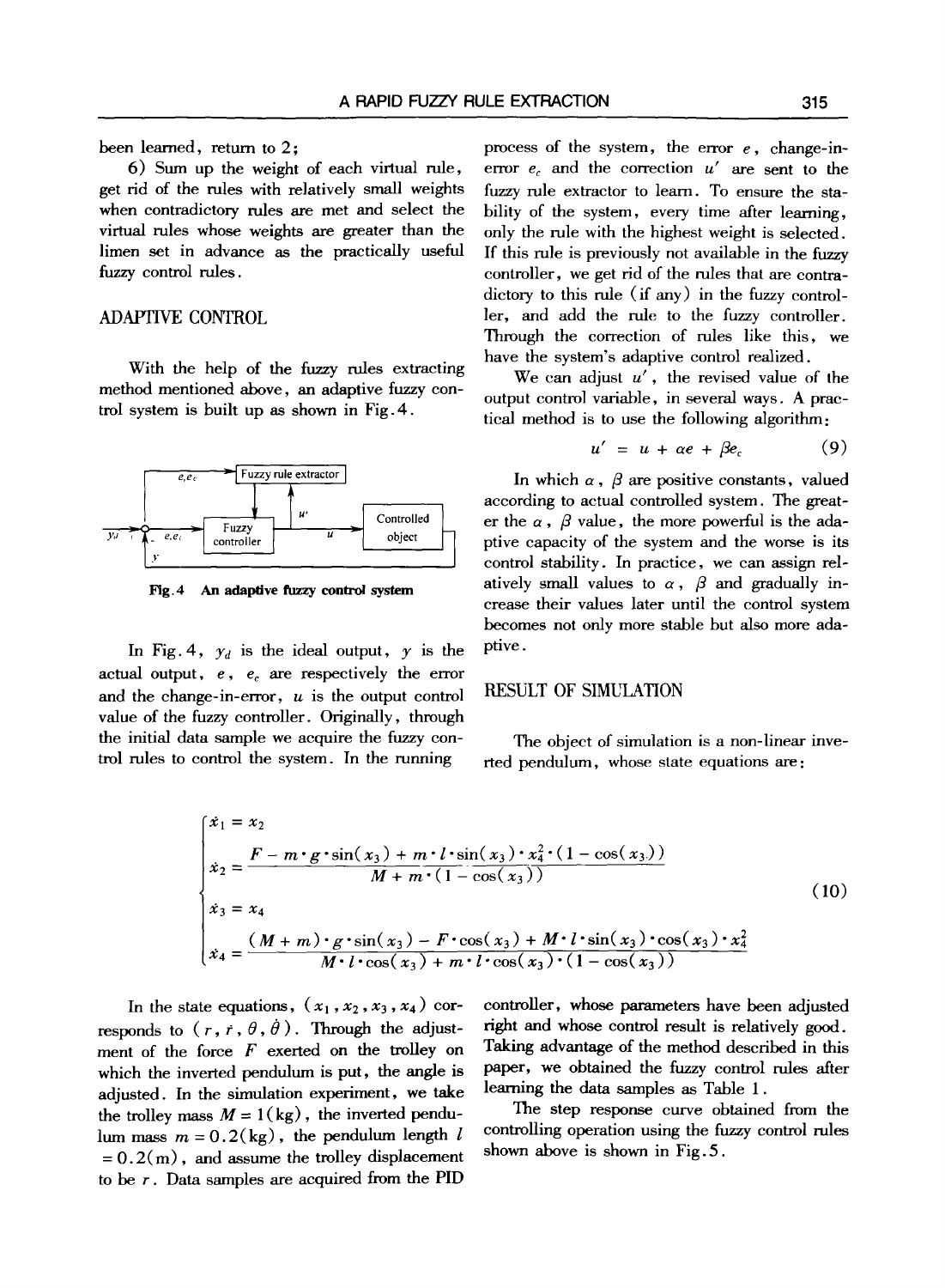been learned, return to 2;

6) Sum up the weight of each virtual rule, get rid of the rules with relatively small weights when contradictory rules are met and select the virtual rules whose weights are greater than the limen set in advance as the practically useful fuzzy control rules.

## ADAPTIVE CONTROL

With the help of the fuzzy rules extracting method mentioned above, an adaptive fuzzy control system is built up as shown in Fig.4.

**Fig.4 An adaptive fuzzy control system**

In Fig.4, $y_d$ is the ideal output, $y$ is the actual output, $e$, $e_c$ are respectively the error and the change-in-error, $u$ is the output control value of the fuzzy controller. Originally, through the initial data sample we acquire the fuzzy control rules to control the system. In the running process of the system, the error $e$, change-in-error $e_c$ and the correction $u'$ are sent to the fuzzy rule extractor to learn. To ensure the stability of the system, every time after learning, only the rule with the highest weight is selected. If this rule is previously not available in the fuzzy controller, we get rid of the rules that are contradictory to this rule (if any) in the fuzzy controller, and add the rule to the fuzzy controller. Through the correction of rules like this, we have the system's adaptive control realized.

We can adjust $u'$, the revised value of the output control variable, in several ways. A practical method is to use the following algorithm:

$$u' = u + \alpha e + \beta e_c \tag{9}$$

In which $\alpha$, $\beta$ are positive constants, valued according to actual controlled system. The greater the $\alpha$, $\beta$ value, the more powerful is the adaptive capacity of the system and the worse is its control stability. In practice, we can assign relatively small values to $\alpha$, $\beta$ and gradually increase their values later until the control system becomes not only more stable but also more adaptive.

## RESULT OF SIMULATION

The object of simulation is a non-linear inverted pendulum, whose state equations are:

$$\begin{cases} \dot{x}_1 = x_2 \\ \dot{x}_2 = \dfrac{F - m \cdot g \cdot \sin(x_3) + m \cdot l \cdot \sin(x_3) \cdot x_4^2 \cdot (1 - \cos(x_3))}{M + m \cdot (1 - \cos(x_3))} \\ \dot{x}_3 = x_4 \\ \dot{x}_4 = \dfrac{(M + m) \cdot g \cdot \sin(x_3) - F \cdot \cos(x_3) + M \cdot l \cdot \sin(x_3) \cdot \cos(x_3) \cdot x_4^2}{M \cdot l \cdot \cos(x_3) + m \cdot l \cdot \cos(x_3) \cdot (1 - \cos(x_3))} \end{cases} \tag{10}$$

In the state equations, $(x_1, x_2, x_3, x_4)$ corresponds to $(r, \dot{r}, \theta, \dot{\theta})$. Through the adjustment of the force $F$ exerted on the trolley on which the inverted pendulum is put, the angle is adjusted. In the simulation experiment, we take the trolley mass $M = 1$(kg), the inverted pendulum mass $m = 0.2$(kg), the pendulum length $l = 0.2$(m), and assume the trolley displacement to be $r$. Data samples are acquired from the PID controller, whose parameters have been adjusted right and whose control result is relatively good. Taking advantage of the method described in this paper, we obtained the fuzzy control rules after learning the data samples as Table 1.

The step response curve obtained from the controlling operation using the fuzzy control rules shown above is shown in Fig.5.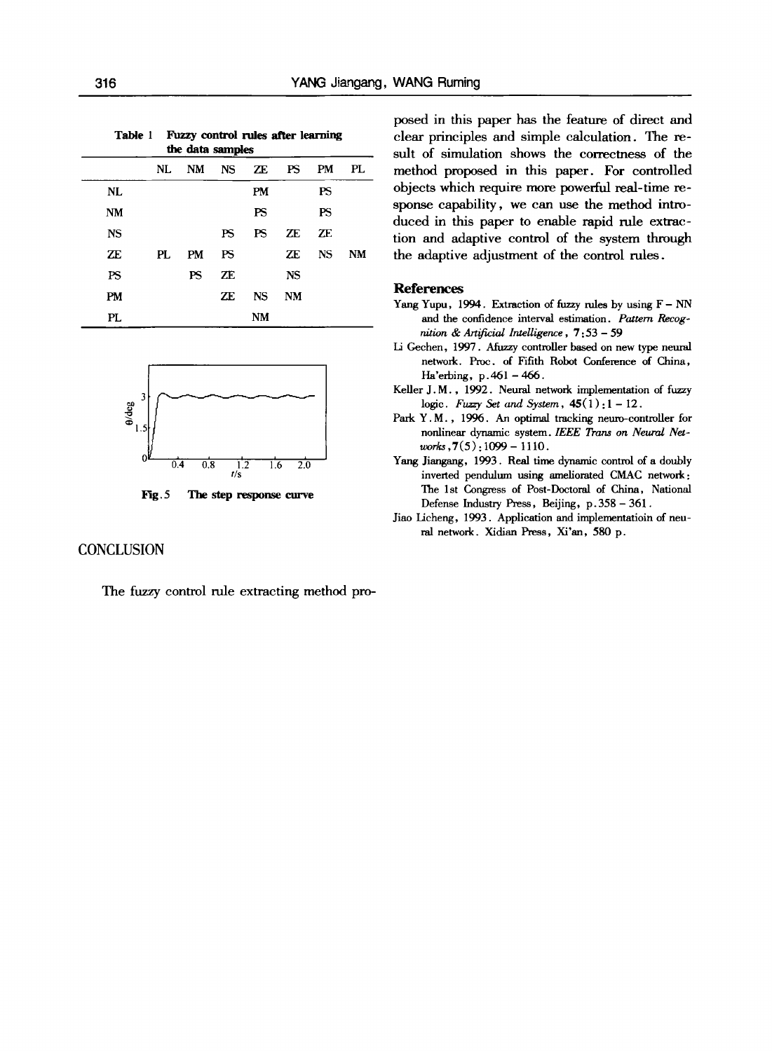Table 1 Fuzzy control rules after learning the data samples

| | NL | NM | NS | ZE | PS | PM | PL |
|---|---|---|---|---|---|---|---|
| NL | | | | PM | | PS | |
| NM | | | | PS | | PS | |
| NS | | | PS | PS | ZE | ZE | |
| ZE | PL | PM | PS | | ZE | NS | NM |
| PS | | PS | ZE | | NS | | |
| PM | | | ZE | NS | NM | | |
| PL | | | | NM | | | |

3
θ/deg
1.5
0
0.4 0.8 1.2 1.6 2.0
t/s

Fig.5 The step response curve

## CONCLUSION

The fuzzy control rule extracting method proposed in this paper has the feature of direct and clear principles and simple calculation. The result of simulation shows the correctness of the method proposed in this paper. For controlled objects which require more powerful real-time response capability, we can use the method introduced in this paper to enable rapid rule extraction and adaptive control of the system through the adaptive adjustment of the control rules.

## References

Yang Yupu, 1994. Extraction of fuzzy rules by using F – NN and the confidence interval estimation. *Pattern Recognition & Artificial Intelligence*, **7**:53 – 59

Li Gechen, 1997. Afuzzy controller based on new type neural network. Proc. of Fifith Robot Conference of China, Ha'erbing, p.461 – 466.

Keller J.M., 1992. Neural network implementation of fuzzy logic. *Fuzzy Set and System*, **45**(1):1 – 12.

Park Y.M., 1996. An optimal tracking neuro-controller for nonlinear dynamic system. *IEEE Trans on Neural Networks*, **7**(5):1099 – 1110.

Yang Jiangang, 1993. Real time dynamic control of a doubly inverted pendulum using ameliorated CMAC network: The 1st Congress of Post-Doctoral of China, National Defense Industry Press, Beijing, p.358 – 361.

Jiao Licheng, 1993. Application and implementatioin of neural network. Xidian Press, Xi'an, 580 p.